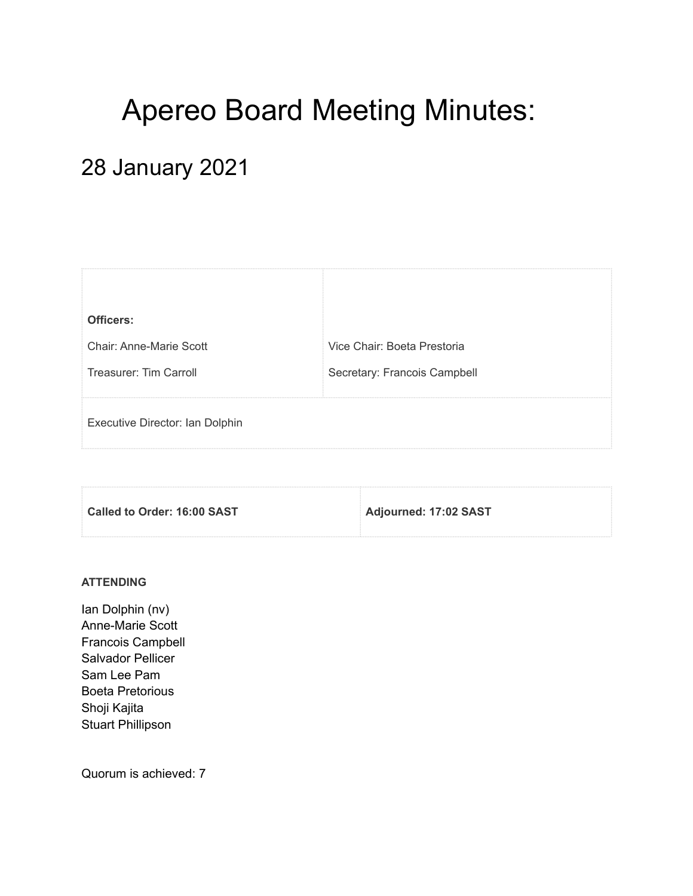# Apereo Board Meeting Minutes:

## 28 January 2021

| **Officers:**<br><br>Chair: Anne-Marie Scott<br><br>Treasurer: Tim Carroll | Vice Chair: Boeta Prestoria<br><br>Secretary: Francois Campbell |
|---|---|
| Executive Director: Ian Dolphin | |

| **Called to Order: 16:00 SAST** | **Adjourned: 17:02 SAST** |
|---|---|

**ATTENDING**

Ian Dolphin (nv)
Anne-Marie Scott
Francois Campbell
Salvador Pellicer
Sam Lee Pam
Boeta Pretorious
Shoji Kajita
Stuart Phillipson

Quorum is achieved: 7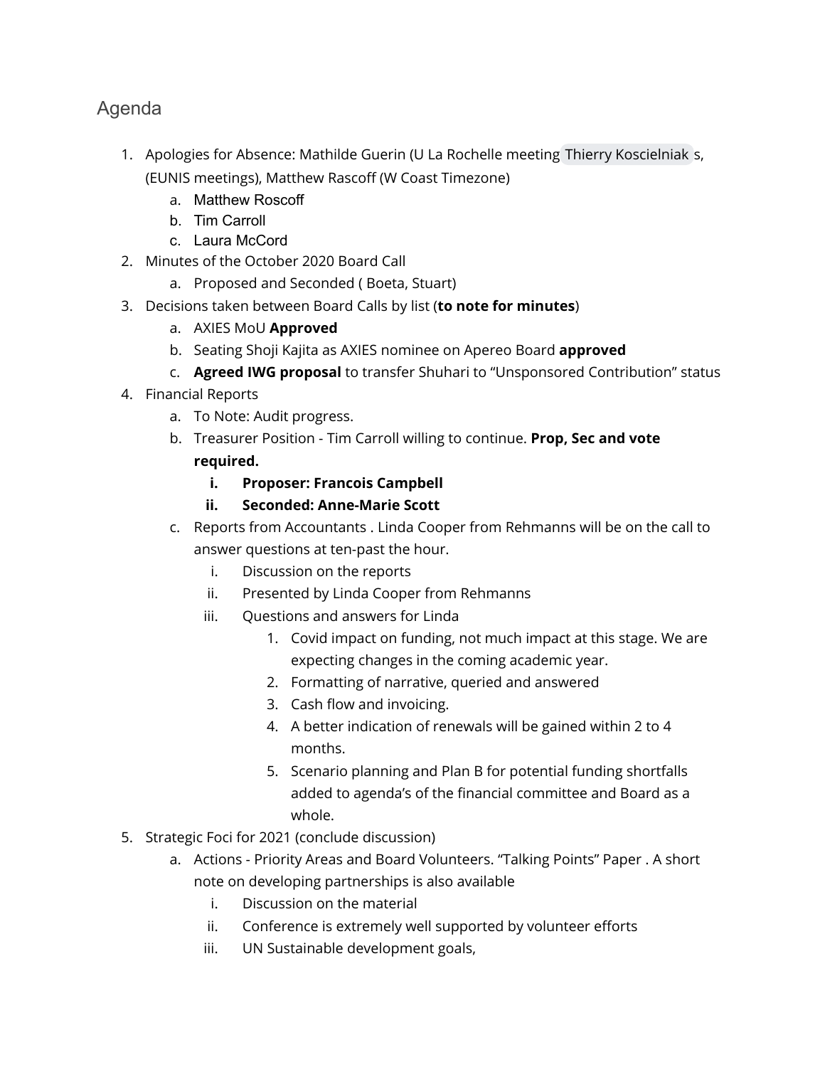## Agenda

1. Apologies for Absence: Mathilde Guerin (U La Rochelle meeting Thierry Koscielniak s, (EUNIS meetings), Matthew Rascoff (W Coast Timezone)
   a. Matthew Roscoff
   b. Tim Carroll
   c. Laura McCord
2. Minutes of the October 2020 Board Call
   a. Proposed and Seconded ( Boeta, Stuart)
3. Decisions taken between Board Calls by list (**to note for minutes**)
   a. AXIES MoU **Approved**
   b. Seating Shoji Kajita as AXIES nominee on Apereo Board **approved**
   c. **Agreed IWG proposal** to transfer Shuhari to "Unsponsored Contribution" status
4. Financial Reports
   a. To Note: Audit progress.
   b. Treasurer Position - Tim Carroll willing to continue. **Prop, Sec and vote required.**
      i. **Proposer: Francois Campbell**
      ii. **Seconded: Anne-Marie Scott**
   c. Reports from Accountants . Linda Cooper from Rehmanns will be on the call to answer questions at ten-past the hour.
      i. Discussion on the reports
      ii. Presented by Linda Cooper from Rehmanns
      iii. Questions and answers for Linda
         1. Covid impact on funding, not much impact at this stage. We are expecting changes in the coming academic year.
         2. Formatting of narrative, queried and answered
         3. Cash flow and invoicing.
         4. A better indication of renewals will be gained within 2 to 4 months.
         5. Scenario planning and Plan B for potential funding shortfalls added to agenda's of the financial committee and Board as a whole.
5. Strategic Foci for 2021 (conclude discussion)
   a. Actions - Priority Areas and Board Volunteers. "Talking Points" Paper . A short note on developing partnerships is also available
      i. Discussion on the material
      ii. Conference is extremely well supported by volunteer efforts
      iii. UN Sustainable development goals,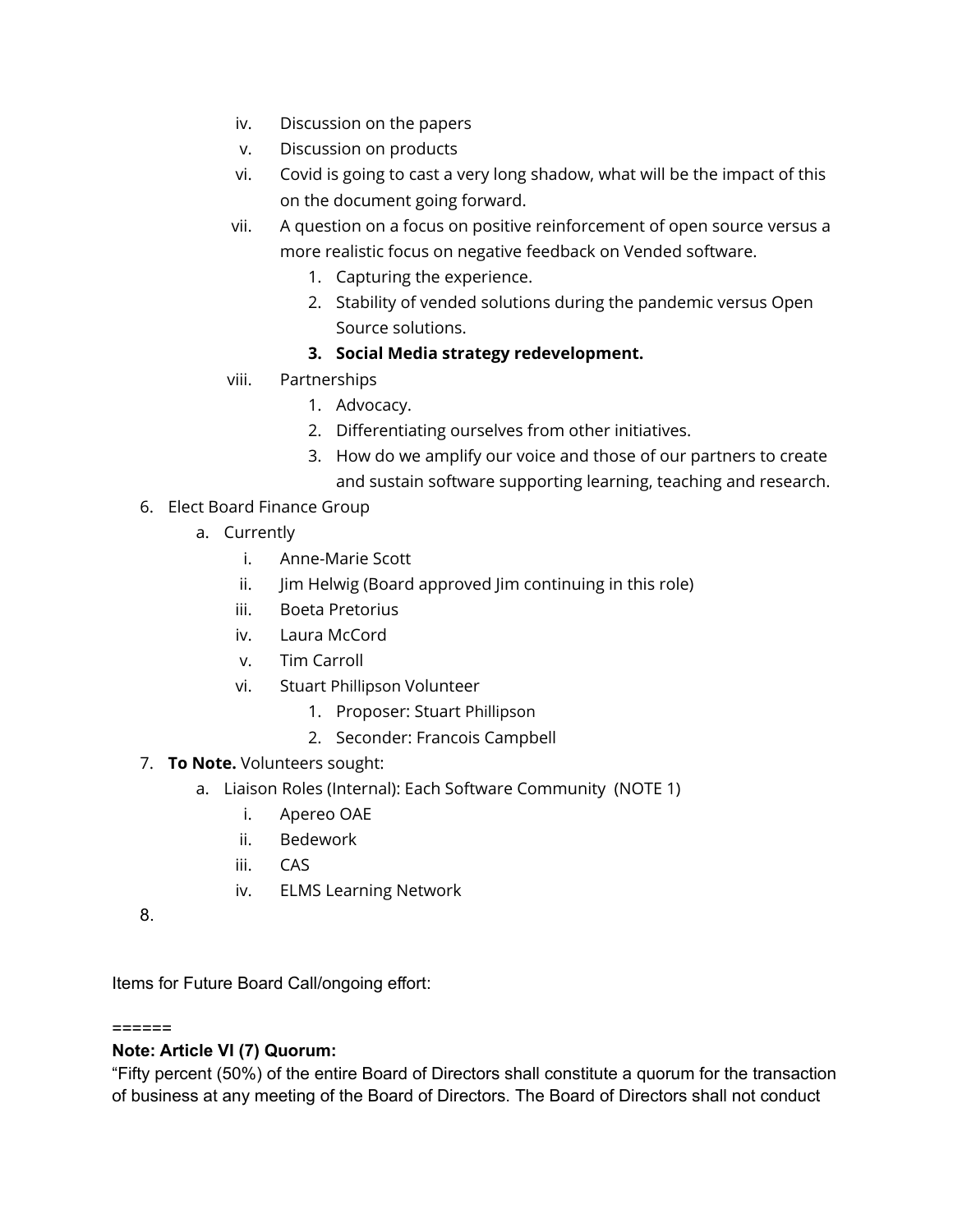iv. Discussion on the papers
   v. Discussion on products
   vi. Covid is going to cast a very long shadow, what will be the impact of this on the document going forward.
   vii. A question on a focus on positive reinforcement of open source versus a more realistic focus on negative feedback on Vended software.
      1. Capturing the experience.
      2. Stability of vended solutions during the pandemic versus Open Source solutions.
      3. **Social Media strategy redevelopment.**
   viii. Partnerships
      1. Advocacy.
      2. Differentiating ourselves from other initiatives.
      3. How do we amplify our voice and those of our partners to create and sustain software supporting learning, teaching and research.

6. Elect Board Finance Group
   a. Currently
      i. Anne-Marie Scott
      ii. Jim Helwig (Board approved Jim continuing in this role)
      iii. Boeta Pretorius
      iv. Laura McCord
      v. Tim Carroll
      vi. Stuart Phillipson Volunteer
         1. Proposer: Stuart Phillipson
         2. Seconder: Francois Campbell
7. **To Note.** Volunteers sought:
   a. Liaison Roles (Internal): Each Software Community (NOTE 1)
      i. Apereo OAE
      ii. Bedework
      iii. CAS
      iv. ELMS Learning Network
8.

Items for Future Board Call/ongoing effort:

======

**Note: Article VI (7) Quorum:**

"Fifty percent (50%) of the entire Board of Directors shall constitute a quorum for the transaction of business at any meeting of the Board of Directors. The Board of Directors shall not conduct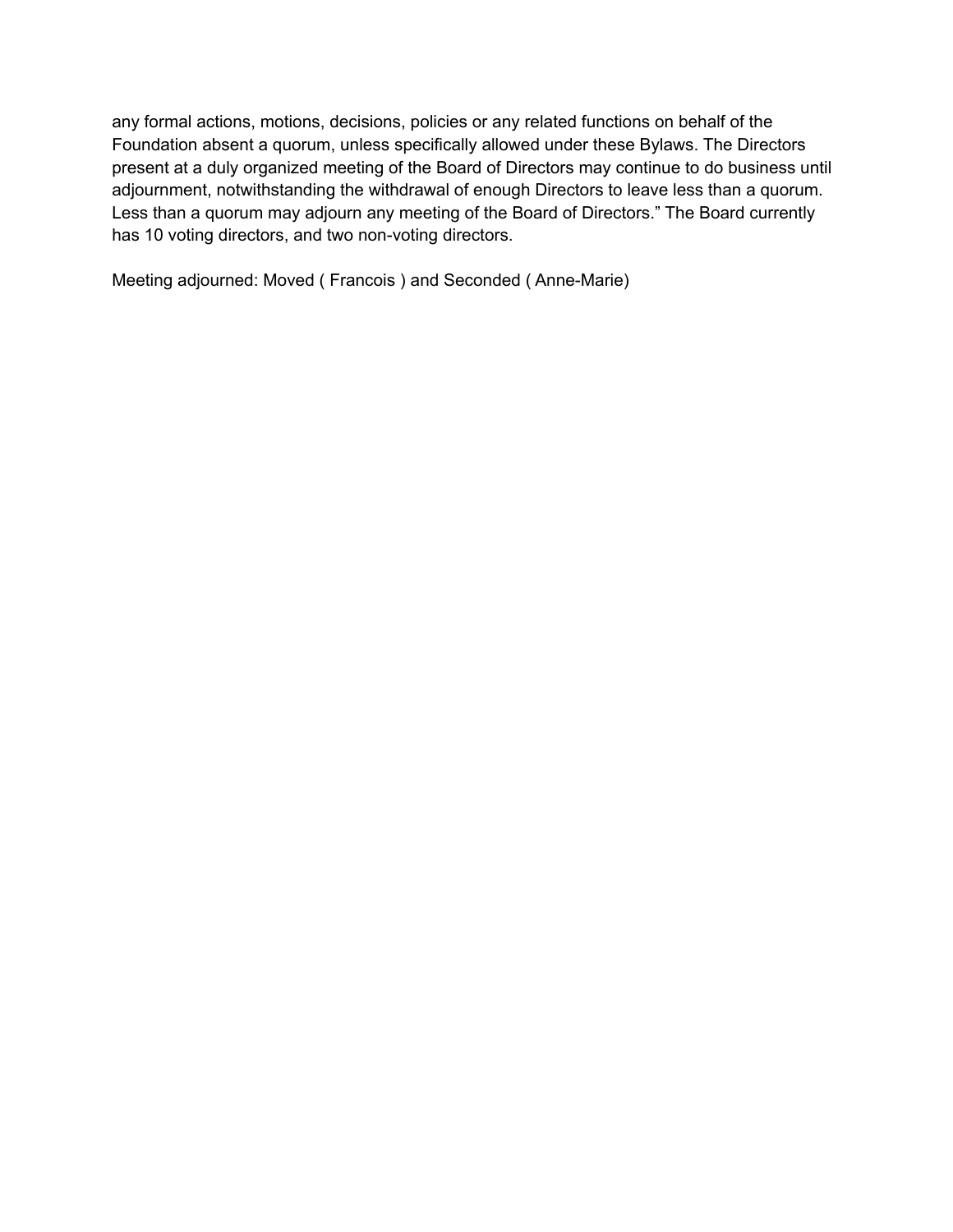any formal actions, motions, decisions, policies or any related functions on behalf of the Foundation absent a quorum, unless specifically allowed under these Bylaws. The Directors present at a duly organized meeting of the Board of Directors may continue to do business until adjournment, notwithstanding the withdrawal of enough Directors to leave less than a quorum. Less than a quorum may adjourn any meeting of the Board of Directors." The Board currently has 10 voting directors, and two non-voting directors.

Meeting adjourned: Moved ( Francois ) and Seconded ( Anne-Marie)